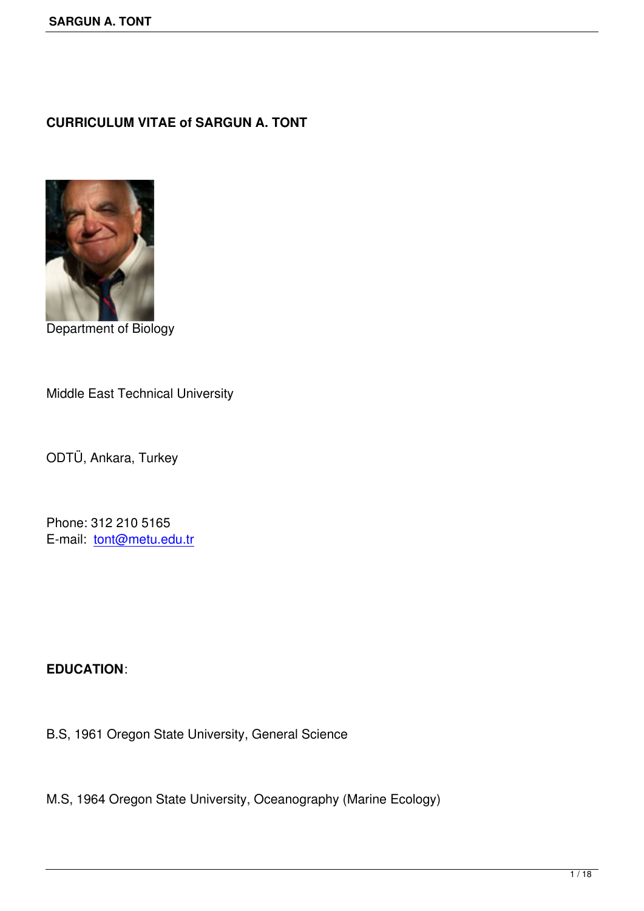# CURRICULUM VITAE of SARGUN A. TONT

Department of Biology

Middle East Technical University

ODTÜ, Ankara, Turkey

Phone: 312 210 5165
E-mail: tont@metu.edu.tr

## EDUCATION:

B.S, 1961 Oregon State University, General Science

M.S, 1964 Oregon State University, Oceanography (Marine Ecology)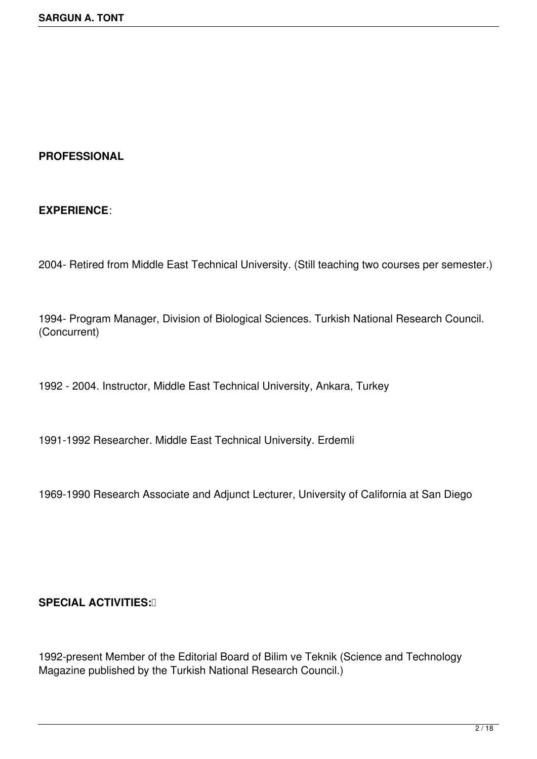## PROFESSIONAL

## EXPERIENCE:

2004- Retired from Middle East Technical University. (Still teaching two courses per semester.)

1994- Program Manager, Division of Biological Sciences. Turkish National Research Council. (Concurrent)

1992 - 2004. Instructor, Middle East Technical University, Ankara, Turkey

1991-1992 Researcher. Middle East Technical University. Erdemli

1969-1990 Research Associate and Adjunct Lecturer, University of California at San Diego

## SPECIAL ACTIVITIES:

1992-present Member of the Editorial Board of Bilim ve Teknik (Science and Technology Magazine published by the Turkish National Research Council.)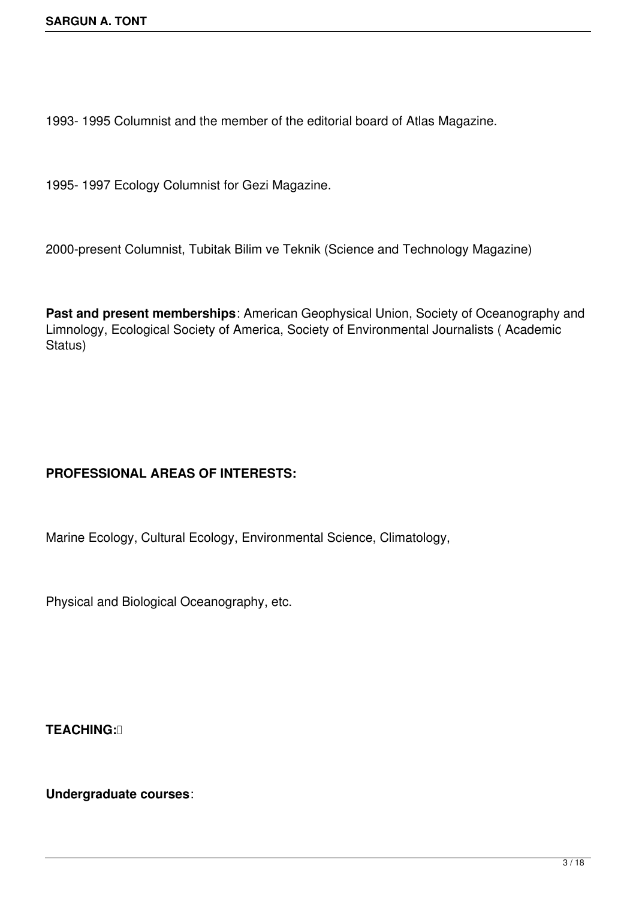1993- 1995 Columnist and the member of the editorial board of Atlas Magazine.

1995- 1997 Ecology Columnist for Gezi Magazine.

2000-present Columnist, Tubitak Bilim ve Teknik (Science and Technology Magazine)

**Past and present memberships**: American Geophysical Union, Society of Oceanography and Limnology, Ecological Society of America, Society of Environmental Journalists ( Academic Status)

**PROFESSIONAL AREAS OF INTERESTS:**

Marine Ecology, Cultural Ecology, Environmental Science, Climatology,

Physical and Biological Oceanography, etc.

**TEACHING:**

**Undergraduate courses**: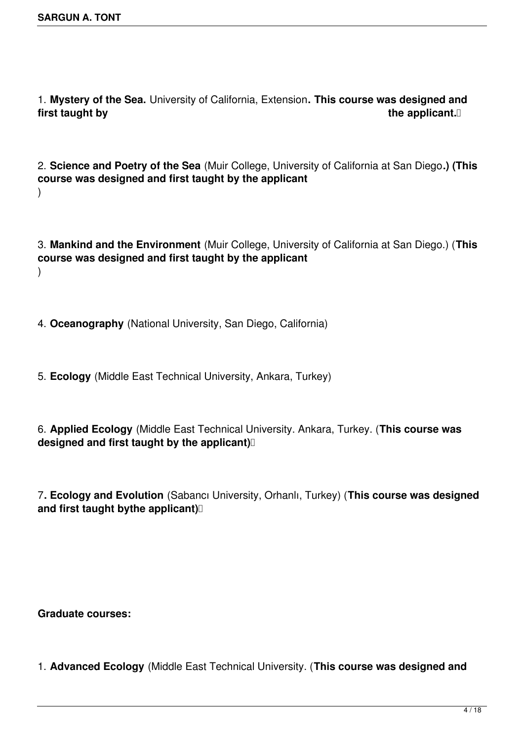1. **Mystery of the Sea.** University of California, Extension**. This course was designed and first taught by the applicant.**

2. **Science and Poetry of the Sea** (Muir College, University of California at San Diego**.) (This course was designed and first taught by the applicant** )

3. **Mankind and the Environment** (Muir College, University of California at San Diego.) (**This course was designed and first taught by the applicant** )

4. **Oceanography** (National University, San Diego, California)

5. **Ecology** (Middle East Technical University, Ankara, Turkey)

6. **Applied Ecology** (Middle East Technical University. Ankara, Turkey. (**This course was designed and first taught by the applicant)**

7**. Ecology and Evolution** (Sabancı University, Orhanlı, Turkey) (**This course was designed and first taught bythe applicant)**

**Graduate courses:**

1. **Advanced Ecology** (Middle East Technical University. (**This course was designed and**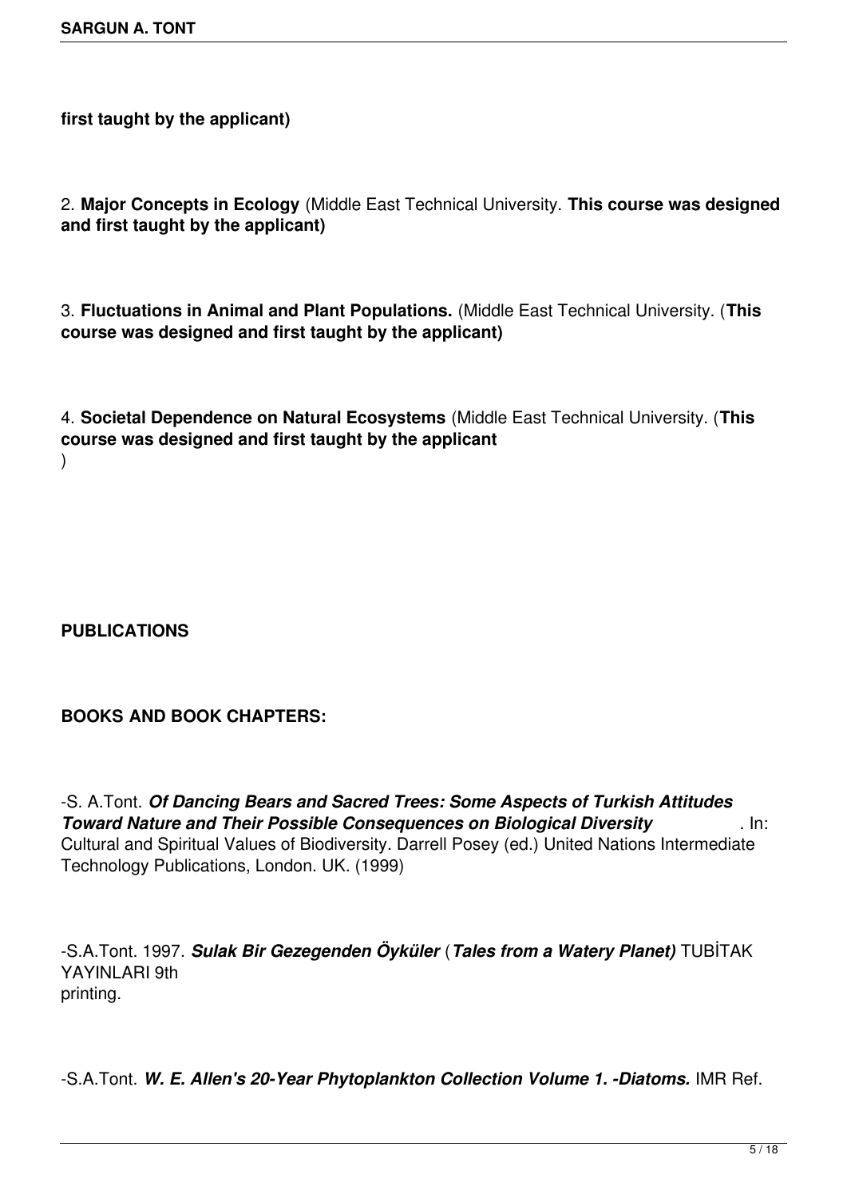**first taught by the applicant)**

2. **Major Concepts in Ecology** (Middle East Technical University. **This course was designed and first taught by the applicant)**

3. **Fluctuations in Animal and Plant Populations.** (Middle East Technical University. (**This course was designed and first taught by the applicant)**

4. **Societal Dependence on Natural Ecosystems** (Middle East Technical University. (**This course was designed and first taught by the applicant**
)

**PUBLICATIONS**

**BOOKS AND BOOK CHAPTERS:**

-S. A.Tont. ***Of Dancing Bears and Sacred Trees: Some Aspects of Turkish Attitudes Toward Nature and Their Possible Consequences on Biological Diversity*** . In: Cultural and Spiritual Values of Biodiversity. Darrell Posey (ed.) United Nations Intermediate Technology Publications, London. UK. (1999)

-S.A.Tont. 1997. ***Sulak Bir Gezegenden Öyküler*** (***Tales from a Watery Planet)*** TUBİTAK YAYINLARI 9th
printing.

-S.A.Tont. ***W. E. Allen's 20-Year Phytoplankton Collection Volume 1. -Diatoms.*** IMR Ref.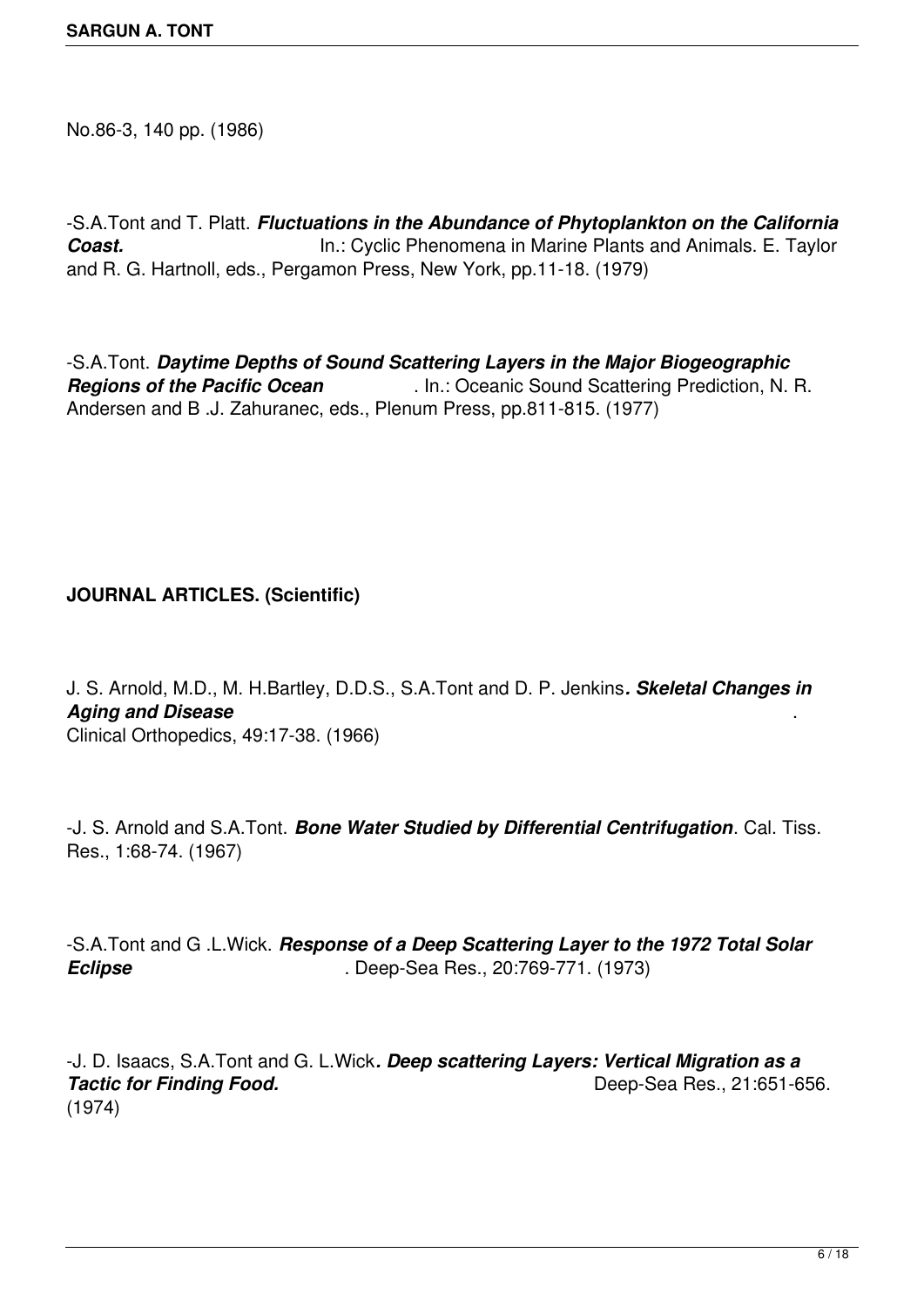No.86-3, 140 pp. (1986)

-S.A.Tont and T. Platt. ***Fluctuations in the Abundance of Phytoplankton on the California Coast.*** In.: Cyclic Phenomena in Marine Plants and Animals. E. Taylor and R. G. Hartnoll, eds., Pergamon Press, New York, pp.11-18. (1979)

-S.A.Tont. ***Daytime Depths of Sound Scattering Layers in the Major Biogeographic Regions of the Pacific Ocean*** . In.: Oceanic Sound Scattering Prediction, N. R. Andersen and B .J. Zahuranec, eds., Plenum Press, pp.811-815. (1977)

**JOURNAL ARTICLES. (Scientific)**

J. S. Arnold, M.D., M. H.Bartley, D.D.S., S.A.Tont and D. P. Jenkins***. Skeletal Changes in Aging and Disease*** .
Clinical Orthopedics, 49:17-38. (1966)

-J. S. Arnold and S.A.Tont. ***Bone Water Studied by Differential Centrifugation***. Cal. Tiss. Res., 1:68-74. (1967)

-S.A.Tont and G .L.Wick. ***Response of a Deep Scattering Layer to the 1972 Total Solar Eclipse*** . Deep-Sea Res., 20:769-771. (1973)

-J. D. Isaacs, S.A.Tont and G. L.Wick***. Deep scattering Layers: Vertical Migration as a Tactic for Finding Food.*** Deep-Sea Res., 21:651-656. (1974)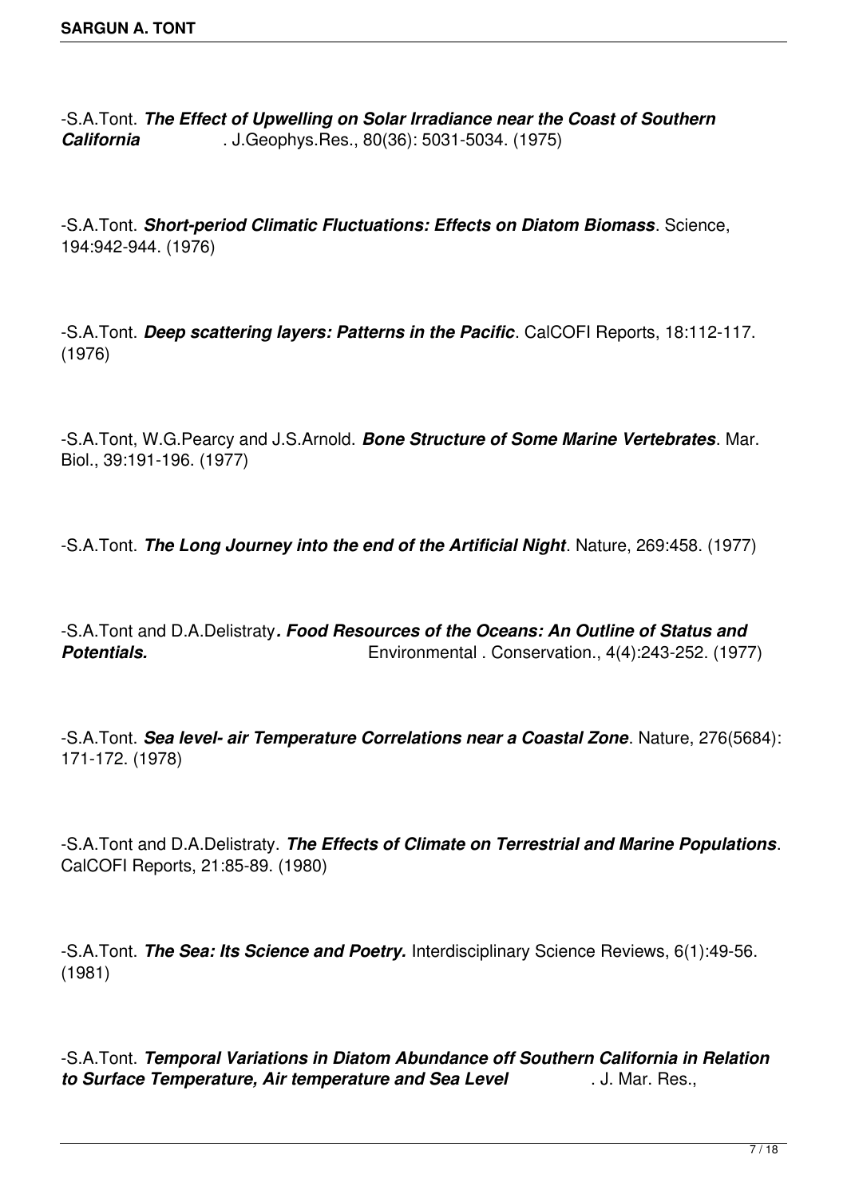-S.A.Tont. ***The Effect of Upwelling on Solar Irradiance near the Coast of Southern California***. J.Geophys.Res., 80(36): 5031-5034. (1975)

-S.A.Tont. ***Short-period Climatic Fluctuations: Effects on Diatom Biomass***. Science, 194:942-944. (1976)

-S.A.Tont. ***Deep scattering layers: Patterns in the Pacific***. CalCOFI Reports, 18:112-117. (1976)

-S.A.Tont, W.G.Pearcy and J.S.Arnold. ***Bone Structure of Some Marine Vertebrates***. Mar. Biol., 39:191-196. (1977)

-S.A.Tont. ***The Long Journey into the end of the Artificial Night***. Nature, 269:458. (1977)

-S.A.Tont and D.A.Delistraty***. Food Resources of the Oceans: An Outline of Status and Potentials.*** Environmental . Conservation., 4(4):243-252. (1977)

-S.A.Tont. ***Sea level- air Temperature Correlations near a Coastal Zone***. Nature, 276(5684): 171-172. (1978)

-S.A.Tont and D.A.Delistraty. ***The Effects of Climate on Terrestrial and Marine Populations***. CalCOFI Reports, 21:85-89. (1980)

-S.A.Tont. ***The Sea: Its Science and Poetry.*** Interdisciplinary Science Reviews, 6(1):49-56. (1981)

-S.A.Tont. ***Temporal Variations in Diatom Abundance off Southern California in Relation to Surface Temperature, Air temperature and Sea Level***. J. Mar. Res.,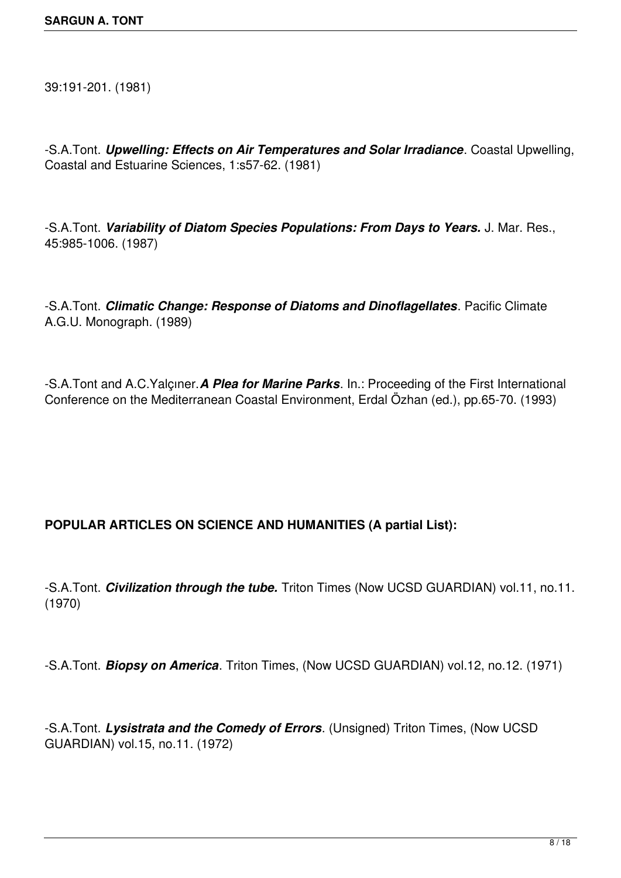39:191-201. (1981)

-S.A.Tont. ***Upwelling: Effects on Air Temperatures and Solar Irradiance***. Coastal Upwelling, Coastal and Estuarine Sciences, 1:s57-62. (1981)

-S.A.Tont. ***Variability of Diatom Species Populations: From Days to Years.*** J. Mar. Res., 45:985-1006. (1987)

-S.A.Tont. ***Climatic Change: Response of Diatoms and Dinoflagellates***. Pacific Climate A.G.U. Monograph. (1989)

-S.A.Tont and A.C.Yalçıner.***A Plea for Marine Parks***. In.: Proceeding of the First International Conference on the Mediterranean Coastal Environment, Erdal Özhan (ed.), pp.65-70. (1993)

**POPULAR ARTICLES ON SCIENCE AND HUMANITIES (A partial List):**

-S.A.Tont. ***Civilization through the tube.*** Triton Times (Now UCSD GUARDIAN) vol.11, no.11. (1970)

-S.A.Tont. ***Biopsy on America***. Triton Times, (Now UCSD GUARDIAN) vol.12, no.12. (1971)

-S.A.Tont. ***Lysistrata and the Comedy of Errors***. (Unsigned) Triton Times, (Now UCSD GUARDIAN) vol.15, no.11. (1972)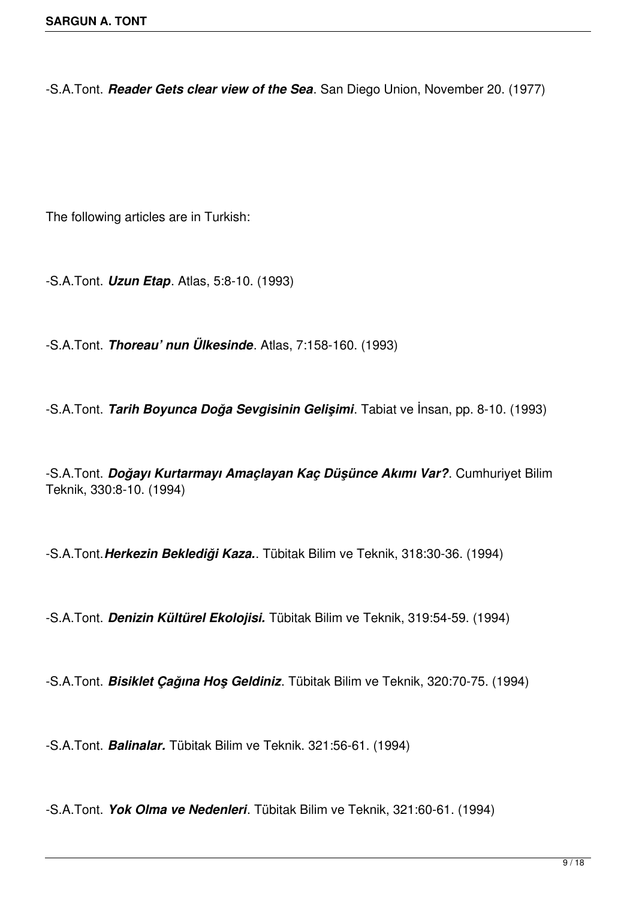-S.A.Tont. ***Reader Gets clear view of the Sea***. San Diego Union, November 20. (1977)

The following articles are in Turkish:

-S.A.Tont. ***Uzun Etap***. Atlas, 5:8-10. (1993)

-S.A.Tont. ***Thoreau' nun Ülkesinde***. Atlas, 7:158-160. (1993)

-S.A.Tont. ***Tarih Boyunca Doğa Sevgisinin Gelişimi***. Tabiat ve İnsan, pp. 8-10. (1993)

-S.A.Tont. ***Doğayı Kurtarmayı Amaçlayan Kaç Düşünce Akımı Var?***. Cumhuriyet Bilim Teknik, 330:8-10. (1994)

-S.A.Tont.***Herkezin Beklediği Kaza.***. Tübitak Bilim ve Teknik, 318:30-36. (1994)

-S.A.Tont. ***Denizin Kültürel Ekolojisi.*** Tübitak Bilim ve Teknik, 319:54-59. (1994)

-S.A.Tont. ***Bisiklet Çağına Hoş Geldiniz***. Tübitak Bilim ve Teknik, 320:70-75. (1994)

-S.A.Tont. ***Balinalar.*** Tübitak Bilim ve Teknik. 321:56-61. (1994)

-S.A.Tont. ***Yok Olma ve Nedenleri***. Tübitak Bilim ve Teknik, 321:60-61. (1994)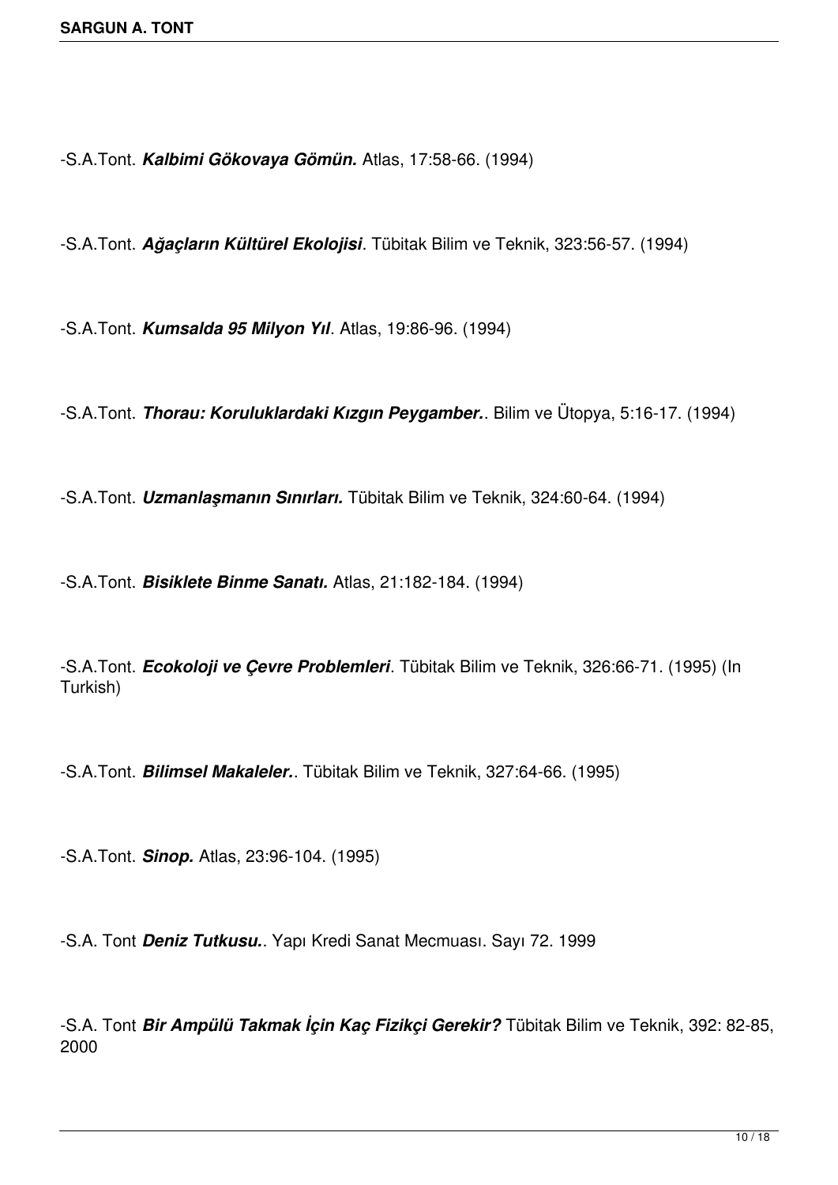-S.A.Tont. ***Kalbimi Gökovaya Gömün.*** Atlas, 17:58-66. (1994)

-S.A.Tont. ***Ağaçların Kültürel Ekolojisi***. Tübitak Bilim ve Teknik, 323:56-57. (1994)

-S.A.Tont. ***Kumsalda 95 Milyon Yıl***. Atlas, 19:86-96. (1994)

-S.A.Tont. ***Thorau: Koruluklardaki Kızgın Peygamber.***. Bilim ve Ütopya, 5:16-17. (1994)

-S.A.Tont. ***Uzmanlaşmanın Sınırları.*** Tübitak Bilim ve Teknik, 324:60-64. (1994)

-S.A.Tont. ***Bisiklete Binme Sanatı.*** Atlas, 21:182-184. (1994)

-S.A.Tont. ***Ecokoloji ve Çevre Problemleri***. Tübitak Bilim ve Teknik, 326:66-71. (1995) (In Turkish)

-S.A.Tont. ***Bilimsel Makaleler.***. Tübitak Bilim ve Teknik, 327:64-66. (1995)

-S.A.Tont. ***Sinop.*** Atlas, 23:96-104. (1995)

-S.A. Tont ***Deniz Tutkusu.***. Yapı Kredi Sanat Mecmuası. Sayı 72. 1999

-S.A. Tont ***Bir Ampülü Takmak İçin Kaç Fizikçi Gerekir?*** Tübitak Bilim ve Teknik, 392: 82-85, 2000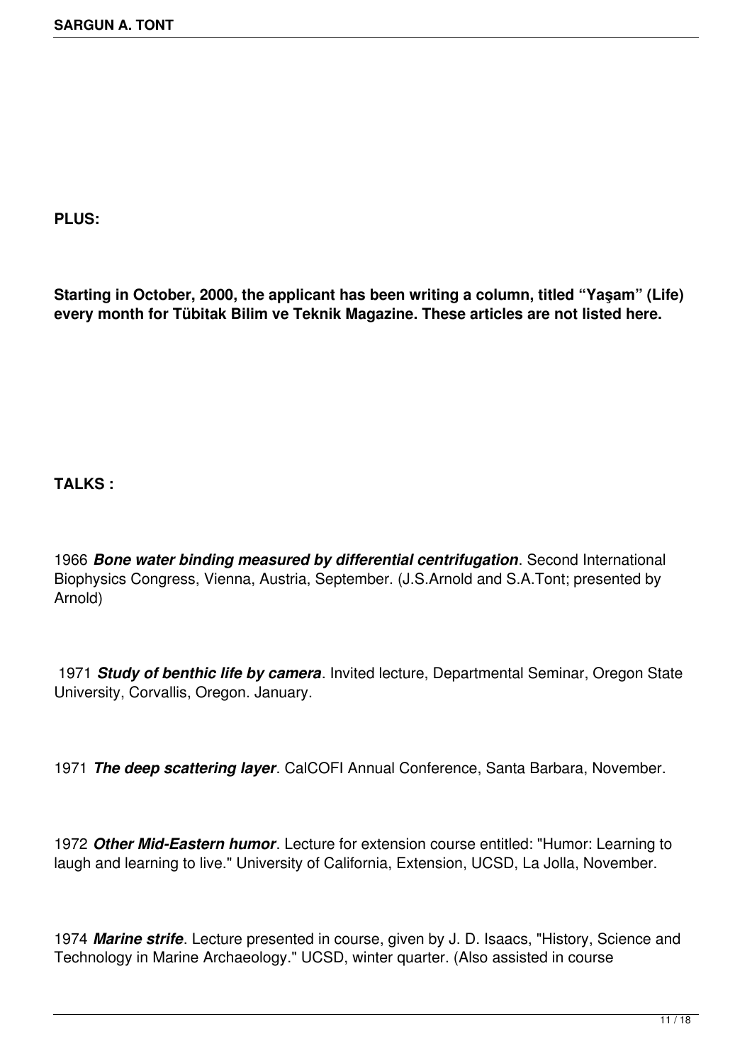**PLUS:**

**Starting in October, 2000, the applicant has been writing a column, titled "Yaşam" (Life) every month for Tübitak Bilim ve Teknik Magazine. These articles are not listed here.**

**TALKS :**

1966 ***Bone water binding measured by differential centrifugation***. Second International Biophysics Congress, Vienna, Austria, September. (J.S.Arnold and S.A.Tont; presented by Arnold)

1971 ***Study of benthic life by camera***. Invited lecture, Departmental Seminar, Oregon State University, Corvallis, Oregon. January.

1971 ***The deep scattering layer***. CalCOFI Annual Conference, Santa Barbara, November.

1972 ***Other Mid-Eastern humor***. Lecture for extension course entitled: "Humor: Learning to laugh and learning to live." University of California, Extension, UCSD, La Jolla, November.

1974 ***Marine strife***. Lecture presented in course, given by J. D. Isaacs, "History, Science and Technology in Marine Archaeology." UCSD, winter quarter. (Also assisted in course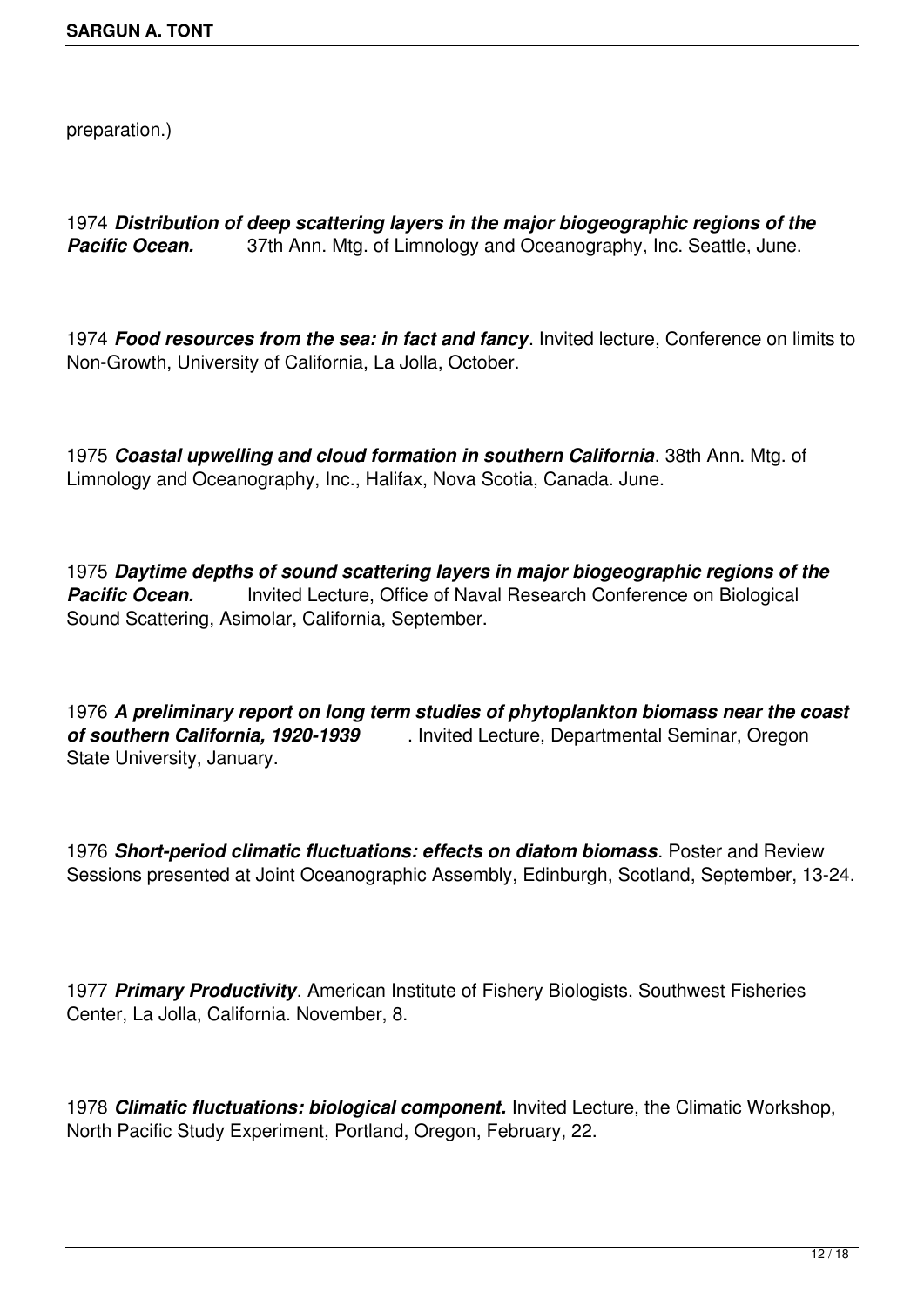preparation.)

1974 ***Distribution of deep scattering layers in the major biogeographic regions of the Pacific Ocean.*** 37th Ann. Mtg. of Limnology and Oceanography, Inc. Seattle, June.

1974 ***Food resources from the sea: in fact and fancy***. Invited lecture, Conference on limits to Non-Growth, University of California, La Jolla, October.

1975 ***Coastal upwelling and cloud formation in southern California***. 38th Ann. Mtg. of Limnology and Oceanography, Inc., Halifax, Nova Scotia, Canada. June.

1975 ***Daytime depths of sound scattering layers in major biogeographic regions of the Pacific Ocean.*** Invited Lecture, Office of Naval Research Conference on Biological Sound Scattering, Asimolar, California, September.

1976 ***A preliminary report on long term studies of phytoplankton biomass near the coast of southern California, 1920-1939*** . Invited Lecture, Departmental Seminar, Oregon State University, January.

1976 ***Short-period climatic fluctuations: effects on diatom biomass***. Poster and Review Sessions presented at Joint Oceanographic Assembly, Edinburgh, Scotland, September, 13-24.

1977 ***Primary Productivity***. American Institute of Fishery Biologists, Southwest Fisheries Center, La Jolla, California. November, 8.

1978 ***Climatic fluctuations: biological component.*** Invited Lecture, the Climatic Workshop, North Pacific Study Experiment, Portland, Oregon, February, 22.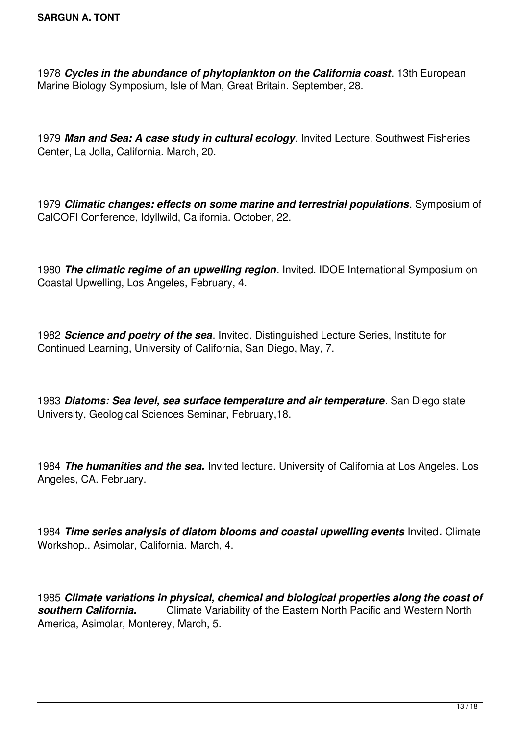1978 ***Cycles in the abundance of phytoplankton on the California coast***. 13th European Marine Biology Symposium, Isle of Man, Great Britain. September, 28.

1979 ***Man and Sea: A case study in cultural ecology***. Invited Lecture. Southwest Fisheries Center, La Jolla, California. March, 20.

1979 ***Climatic changes: effects on some marine and terrestrial populations***. Symposium of CalCOFI Conference, Idyllwild, California. October, 22.

1980 ***The climatic regime of an upwelling region***. Invited. IDOE International Symposium on Coastal Upwelling, Los Angeles, February, 4.

1982 ***Science and poetry of the sea***. Invited. Distinguished Lecture Series, Institute for Continued Learning, University of California, San Diego, May, 7.

1983 ***Diatoms: Sea level, sea surface temperature and air temperature***. San Diego state University, Geological Sciences Seminar, February,18.

1984 ***The humanities and the sea.*** Invited lecture. University of California at Los Angeles. Los Angeles, CA. February.

1984 ***Time series analysis of diatom blooms and coastal upwelling events*** Invited***.*** Climate Workshop.. Asimolar, California. March, 4.

1985 ***Climate variations in physical, chemical and biological properties along the coast of southern California.*** Climate Variability of the Eastern North Pacific and Western North America, Asimolar, Monterey, March, 5.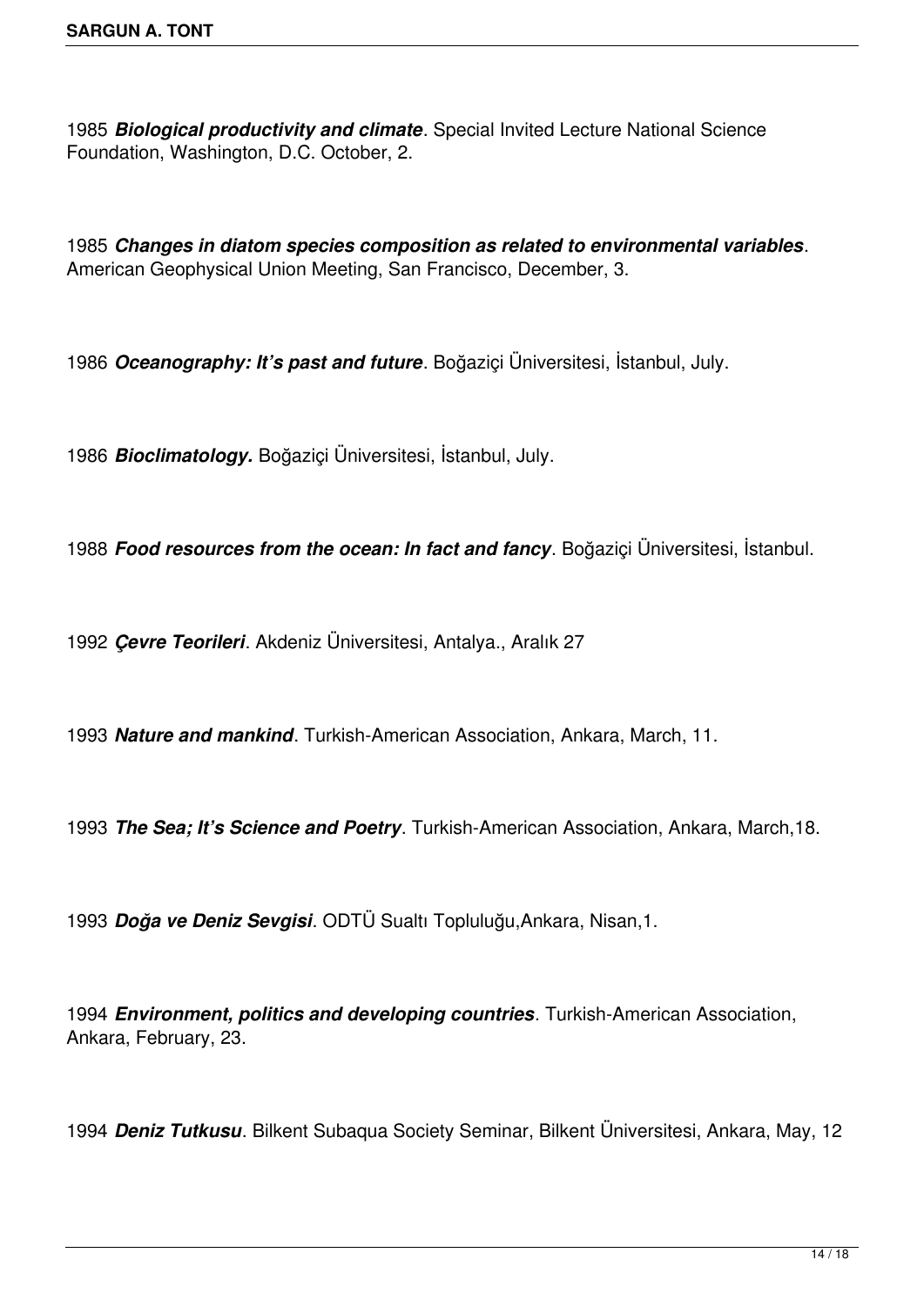1985 ***Biological productivity and climate***. Special Invited Lecture National Science Foundation, Washington, D.C. October, 2.

1985 ***Changes in diatom species composition as related to environmental variables***. American Geophysical Union Meeting, San Francisco, December, 3.

1986 ***Oceanography: It's past and future***. Boğaziçi Üniversitesi, İstanbul, July.

1986 ***Bioclimatology.*** Boğaziçi Üniversitesi, İstanbul, July.

1988 ***Food resources from the ocean: In fact and fancy***. Boğaziçi Üniversitesi, İstanbul.

1992 ***Çevre Teorileri***. Akdeniz Üniversitesi, Antalya., Aralık 27

1993 ***Nature and mankind***. Turkish-American Association, Ankara, March, 11.

1993 ***The Sea; It's Science and Poetry***. Turkish-American Association, Ankara, March,18.

1993 ***Doğa ve Deniz Sevgisi***. ODTÜ Sualtı Topluluğu,Ankara, Nisan,1.

1994 ***Environment, politics and developing countries***. Turkish-American Association, Ankara, February, 23.

1994 ***Deniz Tutkusu***. Bilkent Subaqua Society Seminar, Bilkent Üniversitesi, Ankara, May, 12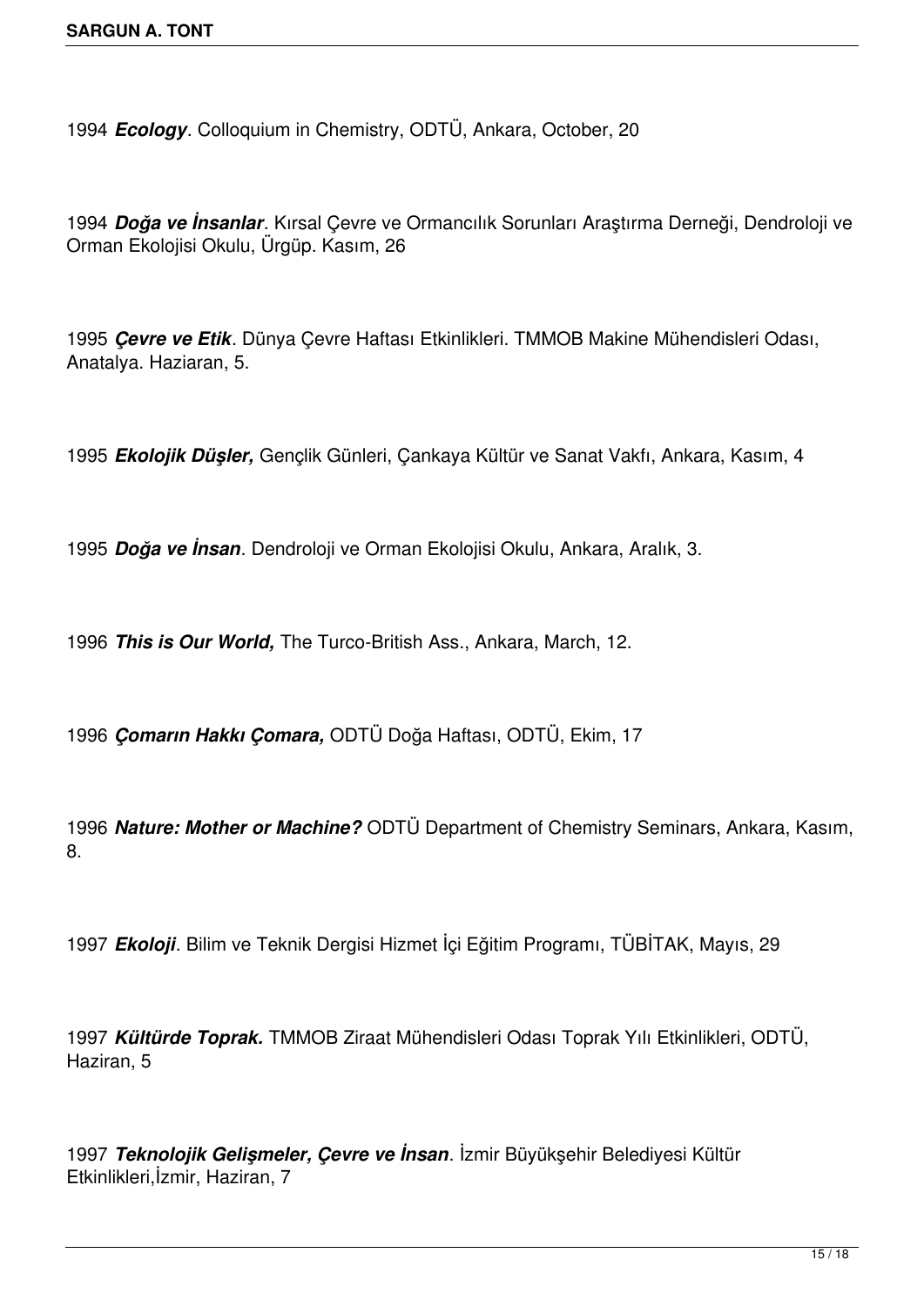1994 ***Ecology***. Colloquium in Chemistry, ODTÜ, Ankara, October, 20

1994 ***Doğa ve İnsanlar***. Kırsal Çevre ve Ormancılık Sorunları Araştırma Derneği, Dendroloji ve Orman Ekolojisi Okulu, Ürgüp. Kasım, 26

1995 ***Çevre ve Etik***. Dünya Çevre Haftası Etkinlikleri. TMMOB Makine Mühendisleri Odası, Anatalya. Haziaran, 5.

1995 ***Ekolojik Düşler,*** Gençlik Günleri, Çankaya Kültür ve Sanat Vakfı, Ankara, Kasım, 4

1995 ***Doğa ve İnsan***. Dendroloji ve Orman Ekolojisi Okulu, Ankara, Aralık, 3.

1996 ***This is Our World,*** The Turco-British Ass., Ankara, March, 12.

1996 ***Çomarın Hakkı Çomara,*** ODTÜ Doğa Haftası, ODTÜ, Ekim, 17

1996 ***Nature: Mother or Machine?*** ODTÜ Department of Chemistry Seminars, Ankara, Kasım, 8.

1997 ***Ekoloji***. Bilim ve Teknik Dergisi Hizmet İçi Eğitim Programı, TÜBİTAK, Mayıs, 29

1997 ***Kültürde Toprak.*** TMMOB Ziraat Mühendisleri Odası Toprak Yılı Etkinlikleri, ODTÜ, Haziran, 5

1997 ***Teknolojik Gelişmeler, Çevre ve İnsan***. İzmir Büyükşehir Belediyesi Kültür Etkinlikleri,İzmir, Haziran, 7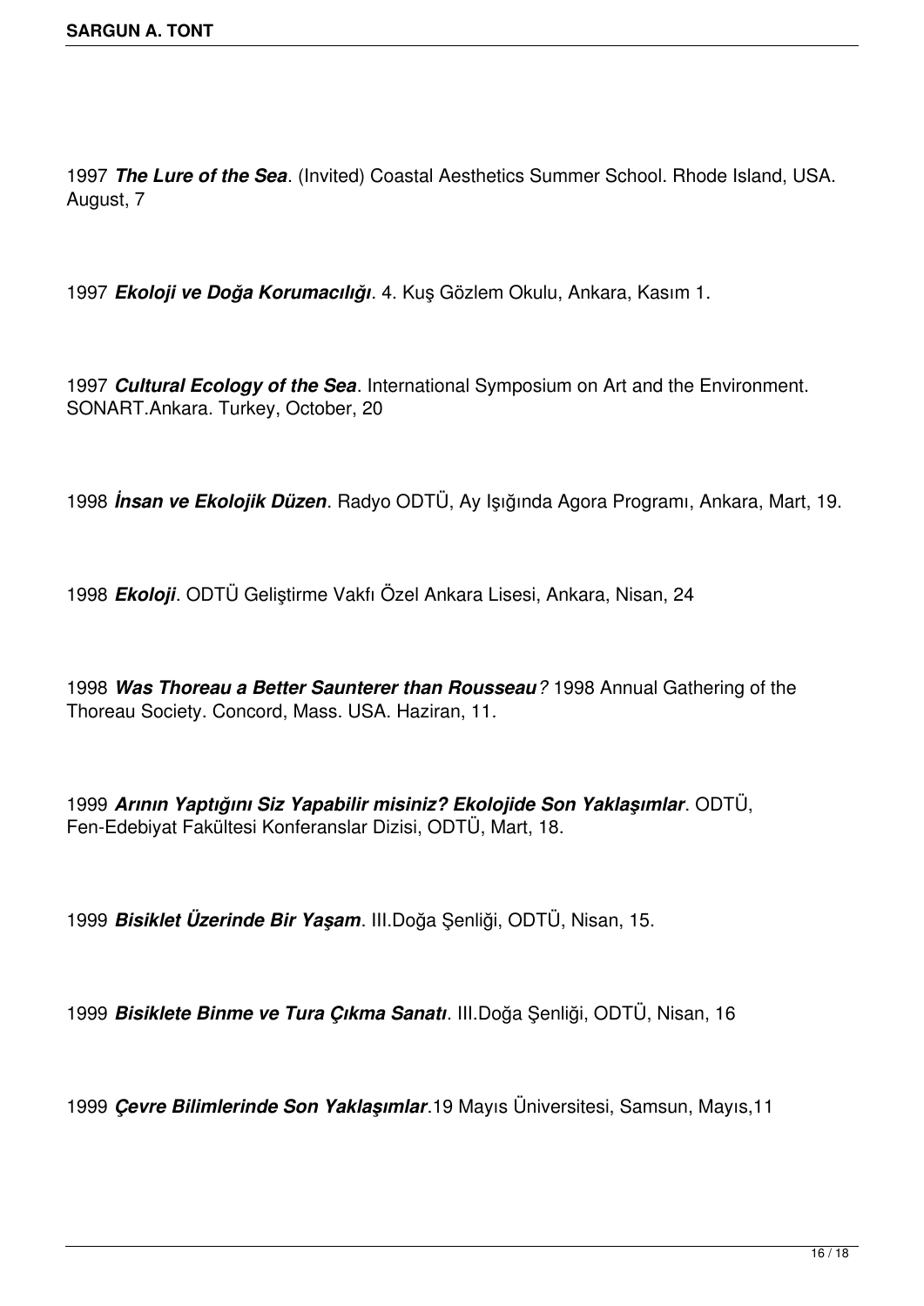1997 ***The Lure of the Sea***. (Invited) Coastal Aesthetics Summer School. Rhode Island, USA. August, 7

1997 ***Ekoloji ve Doğa Korumacılığı***. 4. Kuş Gözlem Okulu, Ankara, Kasım 1.

1997 ***Cultural Ecology of the Sea***. International Symposium on Art and the Environment. SONART.Ankara. Turkey, October, 20

1998 ***İnsan ve Ekolojik Düzen***. Radyo ODTÜ, Ay Işığında Agora Programı, Ankara, Mart, 19.

1998 ***Ekoloji***. ODTÜ Geliştirme Vakfı Özel Ankara Lisesi, Ankara, Nisan, 24

1998 ***Was Thoreau a Better Saunterer than Rousseau****?* 1998 Annual Gathering of the Thoreau Society. Concord, Mass. USA. Haziran, 11.

1999 ***Arının Yaptığını Siz Yapabilir misiniz? Ekolojide Son Yaklaşımlar***. ODTÜ, Fen-Edebiyat Fakültesi Konferanslar Dizisi, ODTÜ, Mart, 18.

1999 ***Bisiklet Üzerinde Bir Yaşam***. III.Doğa Şenliği, ODTÜ, Nisan, 15.

1999 ***Bisiklete Binme ve Tura Çıkma Sanatı***. III.Doğa Şenliği, ODTÜ, Nisan, 16

1999 ***Çevre Bilimlerinde Son Yaklaşımlar***.19 Mayıs Üniversitesi, Samsun, Mayıs,11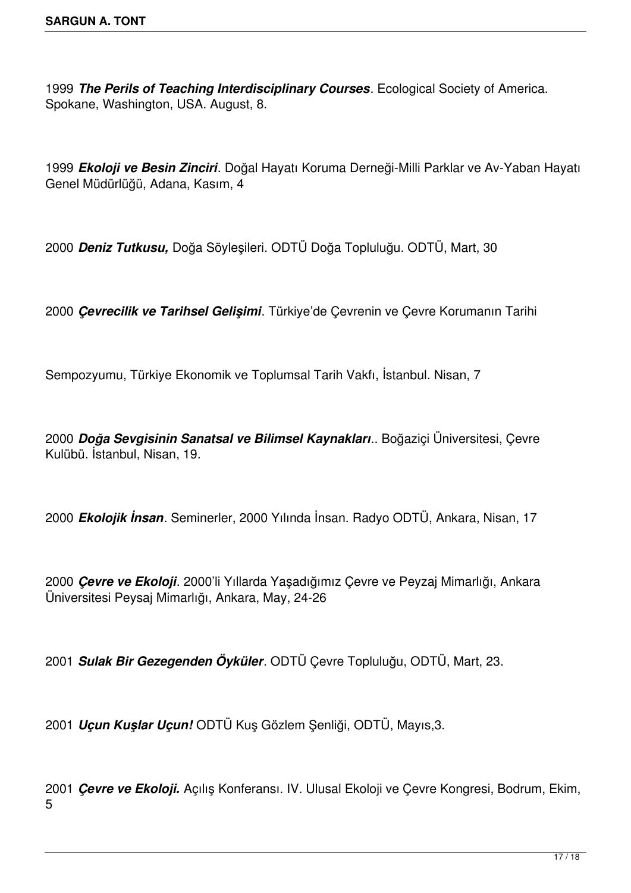1999 ***The Perils of Teaching Interdisciplinary Courses***. Ecological Society of America. Spokane, Washington, USA. August, 8.

1999 ***Ekoloji ve Besin Zinciri***. Doğal Hayatı Koruma Derneği-Milli Parklar ve Av-Yaban Hayatı Genel Müdürlüğü, Adana, Kasım, 4

2000 ***Deniz Tutkusu,*** Doğa Söyleşileri. ODTÜ Doğa Topluluğu. ODTÜ, Mart, 30

2000 ***Çevrecilik ve Tarihsel Gelişimi***. Türkiye'de Çevrenin ve Çevre Korumanın Tarihi

Sempozyumu, Türkiye Ekonomik ve Toplumsal Tarih Vakfı, İstanbul. Nisan, 7

2000 ***Doğa Sevgisinin Sanatsal ve Bilimsel Kaynakları***.. Boğaziçi Üniversitesi, Çevre Kulübü. İstanbul, Nisan, 19.

2000 ***Ekolojik İnsan***. Seminerler, 2000 Yılında İnsan. Radyo ODTÜ, Ankara, Nisan, 17

2000 ***Çevre ve Ekoloji***. 2000'li Yıllarda Yaşadığımız Çevre ve Peyzaj Mimarlığı, Ankara Üniversitesi Peysaj Mimarlığı, Ankara, May, 24-26

2001 ***Sulak Bir Gezegenden Öyküler***. ODTÜ Çevre Topluluğu, ODTÜ, Mart, 23.

2001 ***Uçun Kuşlar Uçun!*** ODTÜ Kuş Gözlem Şenliği, ODTÜ, Mayıs,3.

2001 ***Çevre ve Ekoloji.*** Açılış Konferansı. IV. Ulusal Ekoloji ve Çevre Kongresi, Bodrum, Ekim, 5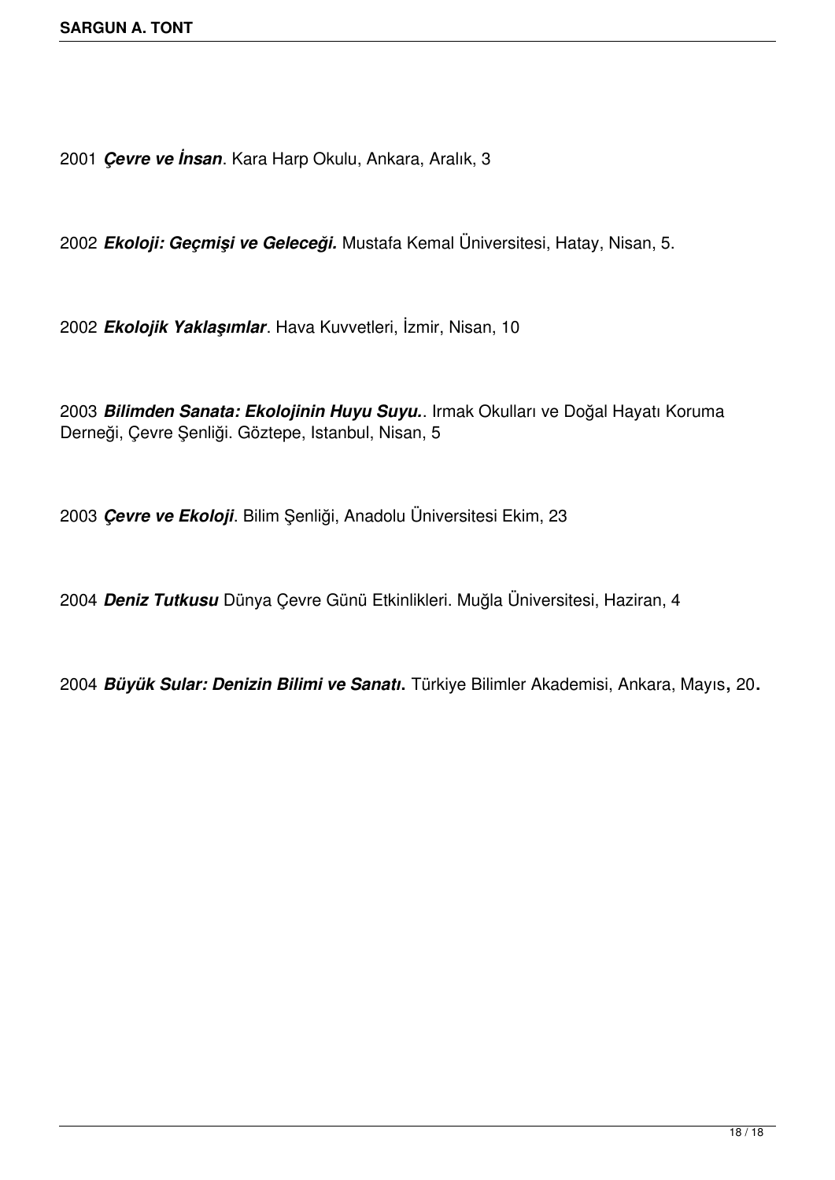2001 ***Çevre ve İnsan***. Kara Harp Okulu, Ankara, Aralık, 3

2002 ***Ekoloji: Geçmişi ve Geleceği.*** Mustafa Kemal Üniversitesi, Hatay, Nisan, 5.

2002 ***Ekolojik Yaklaşımlar***. Hava Kuvvetleri, İzmir, Nisan, 10

2003 ***Bilimden Sanata: Ekolojinin Huyu Suyu.***. Irmak Okulları ve Doğal Hayatı Koruma Derneği, Çevre Şenliği. Göztepe, Istanbul, Nisan, 5

2003 ***Çevre ve Ekoloji***. Bilim Şenliği, Anadolu Üniversitesi Ekim, 23

2004 ***Deniz Tutkusu*** Dünya Çevre Günü Etkinlikleri. Muğla Üniversitesi, Haziran, 4

2004 ***Büyük Sular: Denizin Bilimi ve Sanatı*****.** Türkiye Bilimler Akademisi, Ankara, Mayıs**,** 20**.**